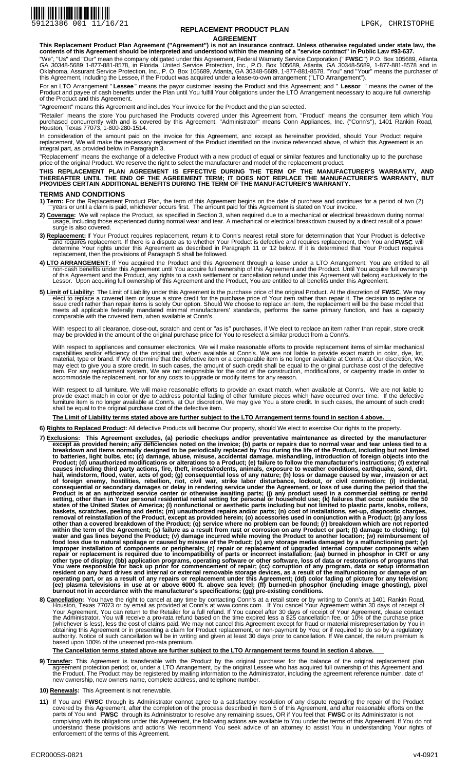59121386 001 11/16/21 LPGK, CHRISTOPHE

# REPLACEMENT PRODUCT PLAN AGREEMENT

**This Replacement Product Plan Agreement ("Agreement") is not an insurance contract. Unless otherwise regulated under state law, the contents of this Agreement should be interpreted and understood within the meaning of a "service contract" in Public Law #93-637.**

"We", "Us" and "Our" mean the company obligated under this Agreement, Federal Warranty Service Corporation (" **FWSC** ") P.O. Box 105689, Atlanta, GA 30348-5689 1-877-881-8578, in Florida, United Service Protection, Inc., P.O. Box 105689, Atlanta, GA 30348-5689, 1-877-881-8578 and in Oklahoma, Assurant Service Protection, Inc., P. O. Box 105689, Atlanta, GA 30348-5689, 1-877-881-8578. "You" and "Your" means the purchaser of this Agreement, including the Lessee, if the Product was acquired under a lease-to-own arrangement ("LTO Arrangement").

For an LTO Arrangement " **Lessee** " means the payor customer leasing the Product and this Agreement; and " **Lessor** " means the owner of the Product and payee of cash benefits under the Plan until You fulfill Your obligations under the LTO Arrangement necessary to acquire full ownership of the Product and this Agreement.

"Agreement" means this Agreement and includes Your invoice for the Product and the plan selected.

"Retailer" means the store You purchased the Products covered under this Agreement from. "Product" means the consumer item which You purchased concurrently with and is covered by this Agreement. "Administrator" means Conn Appliances, Inc. ("Conn's"), 1401 Rankin Road, Houston, Texas 77073, 1-800-280-1514.

In consideration of the amount paid on the invoice for this Agreement, and except as hereinafter provided, should Your Product require replacement, We will make the necessary replacement of the Product identified on the invoice referenced above, of which this Agreement is an integral part, as provided below in Paragraph 3.

"Replacement" means the exchange of a defective Product with a new product of equal or similar features and functionality up to the purchase price of the original Product. We reserve the right to select the manufacturer and model of the replacement product.

**THIS REPLACEMENT PLAN AGREEMENT IS EFFECTIVE DURING THE TERM OF THE MANUFACTURER'S WARRANTY, AND THEREAFTER UNTIL THE END OF THE AGREEMENT TERM; IT DOES NOT REPLACE THE MANUFACTURER'S WARRANTY, BUT PROVIDES CERTAIN ADDITIONAL BENEFITS DURING THE TERM OF THE MANUFACTURER'S WARRANTY.**

## TERMS AND CONDITIONS

**1) Term:** For the Replacement Product Plan, the term of this Agreement begins on the date of purchase and continues for a period of two (2) years or until a claim is paid, whichever occurs first. The amount paid for this Agreement is stated on Your invoice.

**2) Coverage:** We will replace the Product, as specified in Section 3, when required due to a mechanical or electrical breakdown during normal usage, including those experienced during normal wear and tear. A mechanical or electrical breakdown caused by a direct result of a power surge is also covered.

**3) Replacement:** If Your Product requires replacement, return it to Conn's nearest retail store for determination that Your Product is defective and requires replacement. If there is a dispute as to whether Your Product is defective and requires replacement, then You and **FWSC** will determine Your rights under this Agreement as described in Paragraph 11 or 12 below. If it is determined that Your Product requires replacement, then the provisions of Paragraph 5 shall be followed.

**4) LTO ARRANGEMENT:** If You acquired the Product and this Agreement through a lease under a LTO Arrangement, You are entitled to all non-cash benefits under this Agreement until You acquire full ownership of this Agreement and the Product. Until You acquire full ownership of this Agreement and the Product, any rights to a cash settlement or cancellation refund under this Agreement will belong exclusively to the Lessor. Upon acquiring full ownership of this Agreement and the Product, You are entitled to all benefits under this Agreement.

**5) Limit of Liability:** The Limit of Liability under this Agreement is the purchase price of the original Product. At the discretion of **FWSC**, We may elect to replace a covered item or issue a store credit for the purchase price of Your item rather than repair it. The decision to replace or issue credit rather than repair items is solely Our option. Should We choose to replace an item, the replacement will be the base model that meets all applicable federally mandated minimal manufacturers' standards, performs the same primary function, and has a capacity comparable with the covered item, when available at Conn's.

With respect to all clearance, close-out, scratch and dent or "as is" purchases, if We elect to replace an item rather than repair, store credit may be provided in the amount of the original purchase price for You to reselect a similar product from a Conn's.

With respect to appliances and consumer electronics, We will make reasonable efforts to provide replacement items of similar mechanical capabilities and/or efficiency of the original unit, when available at Conn's. We are not liable to provide exact match in color, dye, lot, material, type or brand. If We determine that the defective item or a comparable item is no longer available at Conn's, at Our discretion, We may elect to give you a store credit. In such cases, the amount of such credit shall be equal to the original purchase cost of the defective item. For any replacement system, We are not responsible for the cost of the construction, modifications, or carpentry made in order to accommodate the replacement, nor for any costs to upgrade or modify items for any reason.

With respect to all furniture, We will make reasonable efforts to provide an exact match, when available at Conn's. We are not liable to provide exact match in color or dye to address potential fading of other furniture pieces which have occurred over time. If the defective furniture item is no longer available at Conn's, at Our discretion, We may give You a store credit. In such cases, the amount of such credit shall be equal to the original purchase cost of the defective item.

**The Limit of Liability terms stated above are further subject to the LTO Arrangement terms found in section 4 above.**

**6) Rights to Replaced Product:** All defective Products will become Our property, should We elect to exercise Our rights to the property.

**7) Exclusions: This Agreement excludes, (a) periodic checkups and/or preventative maintenance as directed by the manufacturer except as provided herein; any deficiencies noted on the invoice; (b) parts or repairs due to normal wear and tear unless tied to a breakdown and items normally designed to be periodically replaced by You during the life of the Product, including but not limited to batteries, light bulbs, etc; (c) damage, abuse, misuse, accidental damage, mishandling, introduction of foreign objects into the Product; (d) unauthorized modifications or alterations to a Product; (e) failure to follow the manufacturer's instructions; (f) external causes including third party actions, fire, theft, insects/rodents, animals, exposure to weather conditions, earthquake, sand, dirt, hail, windstorm, flood, water, acts of god; (g) consequential loss of any nature; (h) loss or damage caused by war, invasion or act of foreign enemy, hostilities, rebellion, riot, civil war, strike labor disturbance, lockout, or civil commotion; (i) incidental, consequential or secondary damages or delay in rendering service under the Agreement, or loss of use during the period that the Product is at an authorized service center or otherwise awaiting parts; (j) any product used in a commercial setting or rental setting, other than in Your personal residential rental setting for personal or household use; (k) failures that occur outside the 50 states of the United States of America; (l) nonfunctional or aesthetic parts including but not limited to plastic parts, knobs, rollers, baskets, scratches, peeling and dents; (m) unauthorized repairs and/or parts; (n) cost of installations, set-up, diagnostic charges, removal of reinstallation of the Product, except as provided herein; (o) accessories used in conjunction with a Product; (p) any loss other than a covered breakdown of the Product; (q) service where no problem can be found; (r) breakdown which are not reported within the term of the Agreement; (s) failure as a result from rust or corrosion on any Product or part; (t) damage to clothing; (u) water and gas lines beyond the Product; (v) damage incurred while moving the Product to another location; (w) reimbursement of food loss due to natural spoilage or caused by misuse of the Product; (x) any storage media damaged by a malfunctioning part; (y) improper installation of components or peripherals; (z) repair or replacement of upgraded internal computer components when repair or replacement is required due to incompatibility of parts or incorrect installation; (aa) burned in phosphor in CRT or any other type of display; (bb) application programs, operating software or other software, loss of data or restorations of programs that You were responsible for back up prior for commencement of repair; (cc) corruption of any program, data or setup information resident on any hard drives and internal or external removable storage devices, as a result of the malfunctioning or damage of an operating part, or as a result of any repairs or replacement under this Agreement; (dd) color fading of picture for any television; (ee) plasma televisions in use at or above 6000 ft. above sea level; (ff) burned-in phosphor (including image ghosting), pixel burnout not in accordance with the manufacturer's specifications; (gg) pre-existing conditions.**

**8) Cancellation:** You have the right to cancel at any time by contacting Conn's at a retail store or by writing to Conn's at 1401 Rankin Road, Houston, Texas 77073 or by email as provided at Conn's at www.conns.com. If You cancel Your Agreement within 30 days of receipt of Your Agreement, You can return to the Retailer for a full refund. If You cancel after 30 days of receipt of Your Agreement, please contact the Administrator. You will receive a pro-rata refund based on the time expired less a $25 cancellation fee, or 10% of the purchase price (whichever is less), less the cost of claims paid. We may not cancel this Agreement except for fraud or material misrepresentation by You in obtaining this Agreement or in presenting a claim for Product replacement, or non-payment by You; or if required to do so by a regulatory authority. Notice of such cancellation will be in writing and given at least 30 days prior to cancellation. If We cancel, the return premium is based upon 100% of the unearned pro-rata premium.

**The Cancellation terms stated above are further subject to the LTO Arrangement terms found in section 4 above.**

**9) Transfer:** This Agreement is transferable with the Product by the original purchaser for the balance of the original replacement plan agreement protection period; or, under a LTO Arrangement, by the original Lessee who has acquired full ownership of this Agreement and the Product. The Product may be registered by mailing information to the Administrator, including the agreement reference number, date of new ownership, new owners name, complete address, and telephone number.

**10) Renewals:** This Agreement is not renewable.

**11)** If You and **FWSC** through its Administrator cannot agree to a satisfactory resolution of any dispute regarding the repair of the Product covered by this Agreement, after the completion of the process described in Item 5 of this Agreement, and after reasonable efforts on the parts of You and **FWSC** through its Administrator to resolve any remaining issues, OR if You feel that **FWSC** or its Administrator is not complying with its obligations under this Agreement, the following actions are available to You under the terms of this Agreement. If You do not understand these provisions and actions We recommend You seek advice of an attorney to assist You in understanding Your rights of enforcement of the terms of this Agreement.

ECR0005S-0821 v4-0921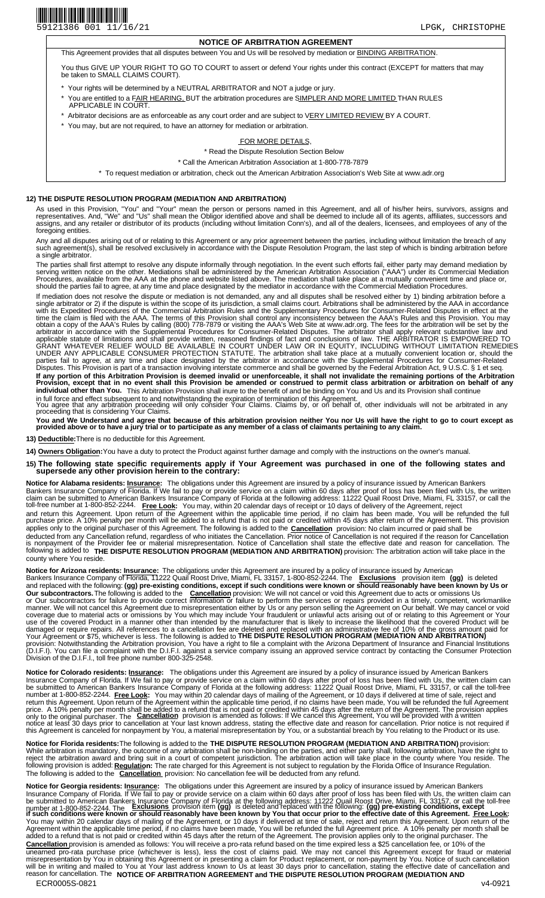## NOTICE OF ARBITRATION AGREEMENT

This Agreement provides that all disputes between You and Us will be resolved by mediation or BINDING ARBITRATION.

You thus GIVE UP YOUR RIGHT TO GO TO COURT to assert or defend Your rights under this contract (EXCEPT for matters that may be taken to SMALL CLAIMS COURT).

- Your rights will be determined by a NEUTRAL ARBITRATOR and NOT a judge or jury.
- You are entitled to a FAIR HEARING, BUT the arbitration procedures are SIMPLER AND MORE LIMITED THAN RULES APPLICABLE IN COURT.
- Arbitrator decisions are as enforceable as any court order and are subject to VERY LIMITED REVIEW BY A COURT.
- You may, but are not required, to have an attorney for mediation or arbitration.

FOR MORE DETAILS,

- Read the Dispute Resolution Section Below
- Call the American Arbitration Association at 1-800-778-7879
- To request mediation or arbitration, check out the American Arbitration Association's Web Site at www.adr.org

**12) THE DISPUTE RESOLUTION PROGRAM (MEDIATION AND ARBITRATION)**

As used in this Provision, "You" and "Your" mean the person or persons named in this Agreement, and all of his/her heirs, survivors, assigns and representatives. And, "We" and "Us" shall mean the Obligor identified above and shall be deemed to include all of its agents, affiliates, successors and assigns, and any retailer or distributor of its products (including without limitation Conn's), and all of the dealers, licensees, and employees of any of the foregoing entities.

Any and all disputes arising out of or relating to this Agreement or any prior agreement between the parties, including without limitation the breach of any such agreement(s), shall be resolved exclusively in accordance with the Dispute Resolution Program, the last step of which is binding arbitration before a single arbitrator.

The parties shall first attempt to resolve any dispute informally through negotiation. In the event such efforts fail, either party may demand mediation by serving written notice on the other. Mediations shall be administered by the American Arbitration Association ("AAA") under its Commercial Mediation Procedures, available from the AAA at the phone and website listed above. The mediation shall take place at a mutually convenient time and place or, should the parties fail to agree, at any time and place designated by the mediator in accordance with the Commercial Mediation Procedures.

If mediation does not resolve the dispute or mediation is not demanded, any and all disputes shall be resolved either by 1) binding arbitration before a single arbitrator or 2) if the dispute is within the scope of its jurisdiction, a small claims court. Arbitrations shall be administered by the AAA in accordance with its Expedited Procedures of the Commercial Arbitration Rules and the Supplementary Procedures for Consumer-Related Disputes in effect at the time the claim is filed with the AAA. The terms of this Provision shall control any inconsistency between the AAA's Rules and this Provision. You may obtain a copy of the AAA's Rules by calling (800) 778-7879 or visiting the AAA's Web Site at www.adr.org. The fees for the arbitration will be set by the arbitrator in accordance with the Supplemental Procedures for Consumer-Related Disputes. The arbitrator shall apply relevant substantive law and applicable statute of limitations and shall provide written, reasoned findings of fact and conclusions of law. THE ARBITRATOR IS EMPOWERED TO GRANT WHATEVER RELIEF WOULD BE AVAILABLE IN COURT UNDER LAW OR IN EQUITY, INCLUDING WITHOUT LIMITATION REMEDIES UNDER ANY APPLICABLE CONSUMER PROTECTION STATUTE. The arbitration shall take place at a mutually convenient location or, should the parties fail to agree, at any time and place designated by the arbitrator in accordance with the Supplemental Procedures for Consumer-Related Disputes. This Provision is part of a transaction involving interstate commerce and shall be governed by the Federal Arbitration Act, 9 U.S.C. § 1 et seq.

**If any portion of this Arbitration Provision is deemed invalid or unenforceable, it shall not invalidate the remaining portions of the Arbitration Provision, except that in no event shall this Provision be amended or construed to permit class arbitration or arbitration on behalf of any individual other than You.** This Arbitration Provision shall inure to the benefit of and be binding on You and Us and its Provision shall continue in full force and effect subsequent to and notwithstanding the expiration of termination of this Agreement.

You agree that any arbitration proceeding will only consider Your Claims. Claims by, or on behalf of, other individuals will not be arbitrated in any proceeding that is considering Your Claims.

**You and We Understand and agree that because of this arbitration provision neither You nor Us will have the right to go to court except as provided above or to have a jury trial or to participate as any member of a class of claimants pertaining to any claim.**

**13) Deductible:** There is no deductible for this Agreement.

**14) Owners Obligation:** You have a duty to protect the Product against further damage and comply with the instructions on the owner's manual.

**15) The following state specific requirements apply if Your Agreement was purchased in one of the following states and supersede any other provision herein to the contrary:**

**Notice for Alabama residents: Insurance:** The obligations under this Agreement are insured by a policy of insurance issued by American Bankers Insurance Company of Florida. If We fail to pay or provide service on a claim within 60 days after proof of loss has been filed with Us, the written claim can be submitted to American Bankers Insurance Company of Florida at the following address: 11222 Quail Roost Drive, Miami, FL 33157, or call the toll-free number at 1-800-852-2244. **Free Look:** You may, within 20 calendar days of receipt or 10 days of delivery of the Agreement, reject and return this Agreement. Upon return of the Agreement within the applicable time period, if no claim has been made, You will be refunded the full purchase price. A 10% penalty per month will be added to a refund that is not paid or credited within 45 days after return of the Agreement. This provision applies only to the original purchaser of this Agreement. The following is added to the **Cancellation** provision: No claim incurred or paid shall be deducted from any Cancellation refund, regardless of who initiates the Cancellation. Prior notice of Cancellation is not required if the reason for Cancellation is nonpayment of the Provider fee or material misrepresentation. Notice of Cancellation shall state the effective date and reason for cancellation. The following is added to **THE DISPUTE RESOLUTION PROGRAM (MEDIATION AND ARBITRATION)** provision: The arbitration action will take place in the county where You reside.

**Notice for Arizona residents: Insurance:** The obligations under this Agreement are insured by a policy of insurance issued by American Bankers Insurance Company of Florida, 11222 Quail Roost Drive, Miami, FL 33157, 1-800-852-2244. The **Exclusions** provision item **(gg)** is deleted and replaced with the following: **(gg) pre-existing conditions, except if such conditions were known or should reasonably have been known by Us or Our subcontractors.** The following is added to the **Cancellation** provision: We will not cancel or void this Agreement due to acts or omissions Us or Our subcontractors for failure to provide correct information or failure to perform the services or repairs provided in a timely, competent, workmanlike manner. We will not cancel this Agreement due to misrepresentation either by Us or any person selling the Agreement on Our behalf. We may cancel or void coverage due to material acts or omissions by You which may include Your fraudulent or unlawful acts arising out of or relating to this Agreement or Your use of the covered Product in a manner other than intended by the manufacturer that is likely to increase the likelihood that the covered Product will be damaged or require repairs. All references to a cancellation fee are deleted and replaced with an administrative fee of 10% of the gross amount paid for Your Agreement or $75, whichever is less. The following is added to **THE DISPUTE RESOLUTION PROGRAM (MEDIATION AND ARBITRATION)** provision: Notwithstanding the Arbitration provision, You have a right to file a complaint with the Arizona Department of Insurance and Financial Institutions (D.I.F.I). You can file a complaint with the D.I.F.I. against a service company issuing an approved service contract by contacting the Consumer Protection Division of the D.I.F.I., toll free phone number 800-325-2548.

**Notice for Colorado residents: Insurance:** The obligations under this Agreement are insured by a policy of insurance issued by American Bankers Insurance Company of Florida. If We fail to pay or provide service on a claim within 60 days after proof of loss has been filed with Us, the written claim can be submitted to American Bankers Insurance Company of Florida at the following address: 11222 Quail Roost Drive, Miami, FL 33157, or call the toll-free number at 1-800-852-2244. **Free Look:** You may within 20 calendar days of mailing of the Agreement, or 10 days if delivered at time of sale, reject and return this Agreement. Upon return of the Agreement within the applicable time period, if no claims have been made, You will be refunded the full Agreement price. A 10% penalty per month shall be added to a refund that is not paid or credited within 45 days after the return of the Agreement. The provision applies only to the original purchaser. The **Cancellation** provision is amended as follows: If We cancel this Agreement, You will be provided with a written notice at least 30 days prior to cancellation at Your last known address, stating the effective date and reason for cancellation. Prior notice is not required if this Agreement is canceled for nonpayment by You, a material misrepresentation by You, or a substantial breach by You relating to the Product or its use.

**Notice for Florida residents:** The following is added to the **THE DISPUTE RESOLUTION PROGRAM (MEDIATION AND ARBITRATION)** provision: While arbitration is mandatory, the outcome of any arbitration shall be non-binding on the parties, and either party shall, following arbitration, have the right to reject the arbitration award and bring suit in a court of competent jurisdiction. The arbitration action will take place in the county where You reside. The following provision is added: **Regulation:** The rate charged for this Agreement is not subject to regulation by the Florida Office of Insurance Regulation. The following is added to the **Cancellation** provision: No cancellation fee will be deducted from any refund.

**Notice for Georgia residents: Insurance:** The obligations under this Agreement are insured by a policy of insurance issued by American Bankers Insurance Company of Florida. If We fail to pay or provide service on a claim within 60 days after proof of loss has been filed with Us, the written claim can be submitted to American Bankers Insurance Company of Florida at the following address: 11222 Quail Roost Drive, Miami, FL 33157, or call the toll-free number at 1-800-852-2244. The **Exclusions** provision item **(gg)** is deleted and replaced with the following: **(gg) pre-existing conditions, except if such conditions were known or should reasonably have been known by You that occur prior to the effective date of this Agreement. Free Look:** You may within 20 calendar days of mailing of the Agreement, or 10 days if delivered at time of sale, reject and return this Agreement. Upon return of the Agreement within the applicable time period, if no claims have been made, You will be refunded the full Agreement price. A 10% penalty per month shall be added to a refund that is not paid or credited within 45 days after the return of the Agreement. The provision applies only to the original purchaser. The **Cancellation** provision is amended as follows: You will receive a pro-rata refund based on the time expired less a $25 cancellation fee, or 10% of the unearned pro-rata purchase price (whichever is less), less the cost of claims paid. We may not cancel this Agreement except for fraud or material misrepresentation by You in obtaining this Agreement or in presenting a claim for Product replacement, or non-payment by You. Notice of such cancellation will be in writing and mailed to You at Your last address known to Us at least 30 days prior to cancellation, stating the effective date of cancellation and reason for cancellation. The **NOTICE OF ARBITRATION AGREEMENT and THE DISPUTE RESOLUTION PROGRAM (MEDIATION AND**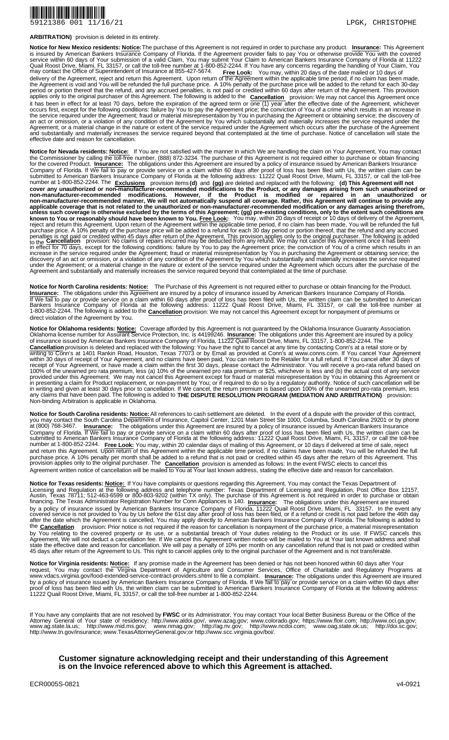**ARBITRATION)** provision is deleted in its entirety.

**Notice for New Mexico residents:** **Notice:** The purchase of this Agreement is not required in order to purchase any product. **Insurance:** This Agreement is insured by American Bankers Insurance Company of Florida. If the Agreement provider fails to pay You or otherwise provide You with the covered service within 60 days of Your submission of a valid Claim, You may submit Your Claim to American Bankers Insurance Company of Florida at 11222 Quail Roost Drive, Miami, FL 33157, or call the toll-free number at 1-800-852-2244. If You have any concerns regarding the handling of Your Claim, You may contact the Office of Superintendent of Insurance at 855-427-5674. **Free Look:** You may, within 20 days of the date mailed or 10 days of delivery of the Agreement, reject and return this Agreement. Upon return of the Agreement within the applicable time period, if no claim has been made, the Agreement is void and You will be refunded the full purchase price. A 10% penalty of the purchase price will be added to the refund for each 30-day period or portion thereof that the refund, and any accrued penalties, is not paid or credited within 60 days after return of the Agreement. This provision applies only to the original purchaser of this Agreement. The following is added to the **Cancellation** provision: We may not cancel this Agreement once it has been in effect for at least 70 days, before the expiration of the agreed term or one (1) year after the effective date of the Agreement, whichever occurs first, except for the following conditions: failure by You to pay the Agreement price; the conviction of You of a crime which results in an increase in the service required under the Agreement; fraud or material misrepresentation by You in purchasing the Agreement or obtaining service; the discovery of an act or omission, or a violation of any condition of the Agreement by You which substantially and materially increases the service required under the Agreement; or a material change in the nature or extent of the service required under the Agreement which occurs after the purchase of the Agreement and substantially and materially increases the service required beyond that contemplated at the time of purchase. Notice of cancellation will state the effective date and reason for cancellation.

**Notice for Nevada residents:** **Notice:** If You are not satisfied with the manner in which We are handling the claim on Your Agreement, You may contact the Commissioner by calling the toll-free number, (888) 872-3234. The purchase of this Agreement is not required either to purchase or obtain financing for the covered Product. **Insurance:** The obligations under this Agreement are insured by a policy of insurance issued by American Bankers Insurance Company of Florida. If We fail to pay or provide service on a claim within 60 days after proof of loss has been filed with Us, the written claim can be submitted to American Bankers Insurance Company of Florida at the following address: 11222 Quail Roost Drive, Miami, FL 33157, or call the toll-free number at 1-800-852-2244. The **Exclusions** provision items **(d)** and **(gg)** are deleted and replaced with the following: **(d) This Agreement will not cover any unauthorized or non-manufacturer-recommended modifications to the Product, or any damages arising from such unauthorized or non-manufacturer-recommended modifications. However, if the Product is modified or repaired in an unauthorized or non-manufacturer-recommended manner, We will not automatically suspend all coverage. Rather, this Agreement will continue to provide any applicable coverage that is not related to the unauthorized or non-manufacturer-recommended modification or any damages arising therefrom, unless such coverage is otherwise excluded by the terms of this Agreement; (gg) pre-existing conditions, only to the extent such conditions are known to You or reasonably should have been known to You.** **Free Look:** You may, within 20 days of receipt or 10 days of delivery of the Agreement, reject and return this Agreement. Upon return of the Agreement within the applicable time period, if no claim has been made, You will be refunded the full purchase price. A 10% penalty of the purchase price will be added to a refund for each 30 day period or portion thereof, that the refund and any accrued penalties is not paid or credited within 45 days after return of the Agreement. This provision applies only to the original purchaser. The following is added to the **Cancellation** provision: No claims or repairs incurred may be deducted from any refund. We may not cancel this Agreement once it has been in effect for 70 days, except for the following conditions: failure by You to pay the Agreement price; the conviction of You of a crime which results in an increase in the service required under the Agreement; fraud or material misrepresentation by You in purchasing the Agreement or obtaining service; the discovery of an act or omission, or a violation of any condition of the Agreement by You which substantially and materially increases the service required under the Agreement; or a material change in the nature or extent of the service required under the Agreement which occurs after the purchase of the Agreement and substantially and materially increases the service required beyond that contemplated at the time of purchase.

**Notice for North Carolina residents:** **Notice:** The Purchase of this Agreement is not required either to purchase or obtain financing for the Product. **Insurance:** The obligations under this Agreement are insured by a policy of insurance issued by American Bankers Insurance Company of Florida. If We fail to pay or provide service on a claim within 60 days after proof of loss has been filed with Us, the written claim can be submitted to American Bankers Insurance Company of Florida at the following address: 11222 Quail Roost Drive, Miami, FL 33157, or call the toll-free number at 1-800-852-2244. The following is added to the **Cancellation** provision: We may not cancel this Agreement except for nonpayment of premiums or direct violation of the Agreement by You.

**Notice for Oklahoma residents:** **Notice:** Coverage afforded by this Agreement is not guaranteed by the Oklahoma Insurance Guaranty Association. Oklahoma license number for Assurant Service Protection, Inc. is 44199246. **Insurance:** The obligations under this Agreement are insured by a policy of insurance issued by American Bankers Insurance Company of Florida, 11222 Quail Roost Drive, Miami, FL 33157, 1-800-852-2244. The **Cancellation** provision is deleted and replaced with the following: You have the right to cancel at any time by contacting Conn's at a retail store or by writing to Conn's at 1401 Rankin Road, Houston, Texas 77073 or by Email as provided at Conn's at www.conns.com. If You cancel Your Agreement within 30 days of receipt of Your Agreement, and no claims have been paid, You can return to the Retailer for a full refund. If You cancel after 30 days of receipt of Your Agreement, or have made a claim within the first 30 days, please contact the Administrator. You will receive a pro-rata refund based on 100% of the unearned pro rata premium, less (a) 10% of the unearned pro rata premium or $25, whichever is less and (b) the actual cost of any service provided under this Agreement. We may not cancel this Agreement except for fraud or material misrepresentation by You in obtaining this Agreement or in presenting a claim for Product replacement, or non-payment by You; or if required to do so by a regulatory authority. Notice of such cancellation will be in writing and given at least 30 days prior to cancellation. If We cancel, the return premium is based upon 100% of the unearned pro-rata premium, less any claims that have been paid. The following is added to **THE DISPUTE RESOLUTION PROGRAM (MEDIATION AND ARBITRATION)** provision: Non-binding Arbitration is applicable in Oklahoma.

**Notice for South Carolina residents:** **Notice:** All references to cash settlement are deleted. In the event of a dispute with the provider of this contract, you may contact the South Carolina Department of Insurance, Capitol Center, 1201 Main Street Ste 1000, Columbia, South Carolina 29201 or by phone at (800) 768-3467. **Insurance:** The obligations under this Agreement are insured by a policy of insurance issued by American Bankers Insurance Company of Florida. If We fail to pay or provide service on a claim within 60 days after proof of loss has been filed with Us, the written claim can be submitted to American Bankers Insurance Company of Florida at the following address: 11222 Quail Roost Drive, Miami, FL 33157, or call the toll-free number at 1-800-852-2244. **Free Look:** You may, within 20 calendar days of mailing of this Agreement, or 10 days if delivered at time of sale, reject and return this Agreement. Upon return of this Agreement within the applicable time period, if no claims have been made, You will be refunded the full purchase price. A 10% penalty per month shall be added to a refund that is not paid or credited within 45 days after the return of this Agreement. This provision applies only to the original purchaser. The **Cancellation** provision is amended as follows: In the event FWSC elects to cancel this Agreement written notice of cancellation will be mailed to You at Your last known address, stating the effective date and reason for cancellation.

**Notice for Texas residents:** **Notice:** If You have complaints or questions regarding this Agreement, You may contact the Texas Department of Licensing and Regulation at the following address and telephone number: Texas Department of Licensing and Regulation, Post Office Box 12157, Austin, Texas 78711; 512-463-6599 or 800-803-9202 (within TX only). The purchase of this Agreement is not required in order to purchase or obtain financing. The Texas Administrator Registration Number for Conn Appliances is 140. **Insurance:** The obligations under this Agreement are insured by a policy of insurance issued by American Bankers Insurance Company of Florida, 11222 Quail Roost Drive, Miami, FL 33157. In the event any covered service is not provided to You by Us before the 61st day after proof of loss has been filed, or if a refund or credit is not paid before the 46th day after the date which the Agreement is cancelled, You may apply directly to American Bankers Insurance Company of Florida. The following is added to the **Cancellation** provision: Prior notice is not required if the reason for cancellation is nonpayment of the purchase price, a material misrepresentation by You relating to the covered property or its use, or a substantial breach of Your duties relating to the Product or its use. If FWSC cancels this Agreement, We will not deduct a cancellation fee. If We cancel this Agreement written notice will be mailed to You at Your last known address and shall state the effective date and reason for cancellation. We will pay a penalty of 10% per month on any cancellation refund that is not paid or credited within 45 days after return of the Agreement to Us. This right to cancel applies only to the original purchaser of the Agreement and is not transferable.

**Notice for Virginia residents:** **Notice:** If any promise made in the Agreement has been denied or has not been honored within 60 days after Your request, You may contact the Virginia Department of Agriculture and Consumer Services, Office of Charitable and Regulatory Programs at www.vdacs.virginia.gov/food-extended-service-contract-providers.shtml to file a complaint. **Insurance:** The obligations under this Agreement are insured by a policy of insurance issued by American Bankers Insurance Company of Florida. If We fail to pay or provide service on a claim within 60 days after proof of loss has been filed with Us, the written claim can be submitted to American Bankers Insurance Company of Florida at the following address: 11222 Quail Roost Drive, Miami, FL 33157, or call the toll-free number at 1-800-852-2244.

If You have any complaints that are not resolved by **FWSC** or its Administrator, You may contact Your local Better Business Bureau or the Office of the Attorney General of Your state of residency: http://www.aldoi.gov/, www.azag.gov; www.colorado.gov; https://www.floir.com; http://www.oci.ga.gov; www.ag.state.la.us; http://www.mid.ms.gov; www.nmag.gov; http://ag.nv.gov; http://www.ncdoi.com; www.oag.state.ok.us; http://doi.sc.gov; http://www.tn.gov/insurance; www.TexasAttorneyGeneral.gov;or http://www.scc.virginia.gov/boi/.

**Customer signature acknowledging receipt and their understanding of this Agreement is on the Invoice referenced above to which this Agreement is attached.**

ECR0005S-0821 v4-0921